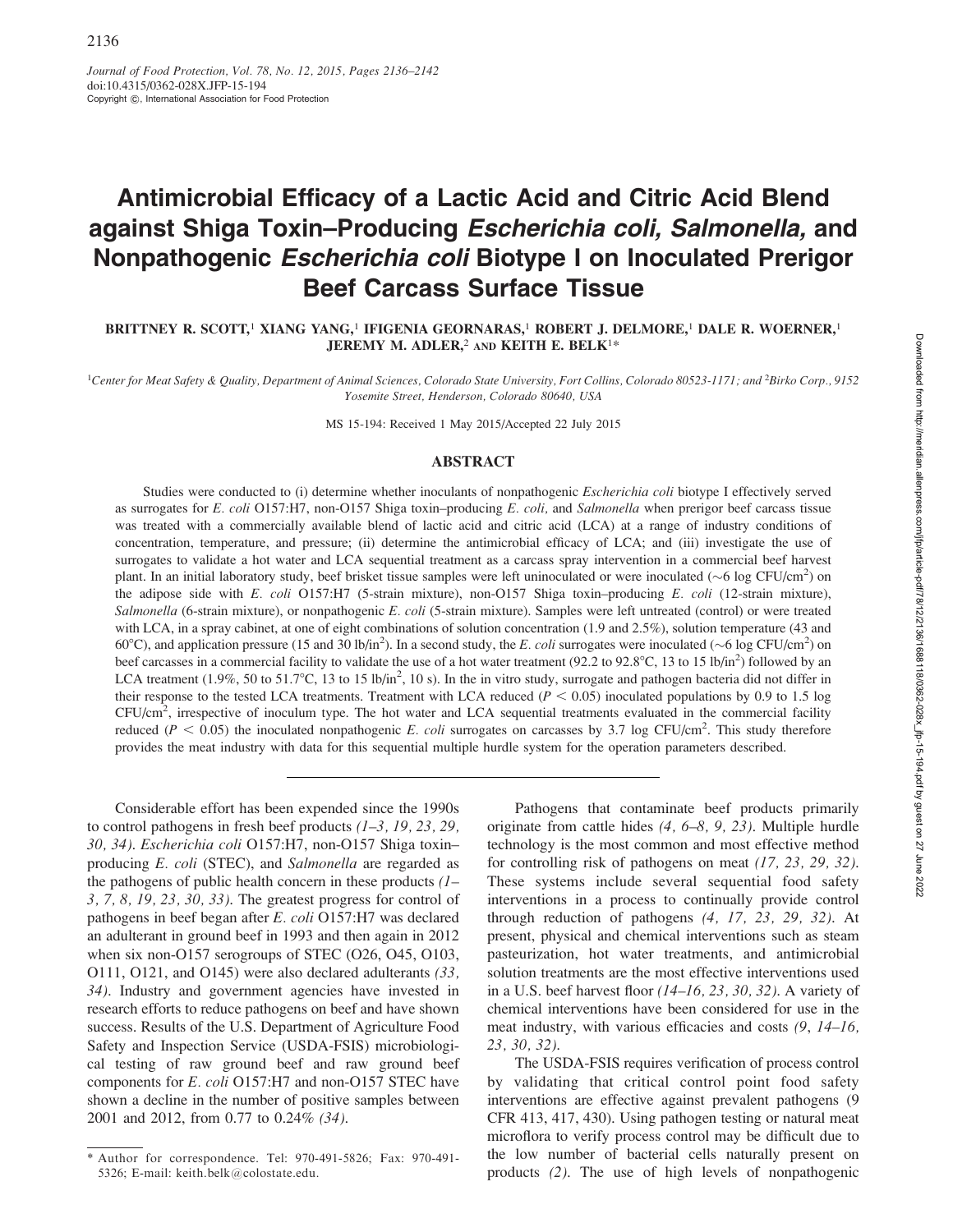Journal of Food Protection, Vol. 78, No. 12, 2015, Pages 2136–2142
doi:10.4315/0362-028X.JFP-15-194
Copyright ©, International Association for Food Protection

# Antimicrobial Efficacy of a Lactic Acid and Citric Acid Blend against Shiga Toxin–Producing *Escherichia coli, Salmonella,* and Nonpathogenic *Escherichia coli* Biotype I on Inoculated Prerigor Beef Carcass Surface Tissue

BRITTNEY R. SCOTT,[1] XIANG YANG,[1] IFIGENIA GEORNARAS,[1] ROBERT J. DELMORE,[1] DALE R. WOERNER,[1] JEREMY M. ADLER,[2] AND KEITH E. BELK[1]*

[1]Center for Meat Safety & Quality, Department of Animal Sciences, Colorado State University, Fort Collins, Colorado 80523-1171; and [2]Birko Corp., 9152 Yosemite Street, Henderson, Colorado 80640, USA

MS 15-194: Received 1 May 2015/Accepted 22 July 2015

## ABSTRACT

Studies were conducted to (i) determine whether inoculants of nonpathogenic *Escherichia coli* biotype I effectively served as surrogates for *E. coli* O157:H7, non-O157 Shiga toxin–producing *E. coli,* and *Salmonella* when prerigor beef carcass tissue was treated with a commercially available blend of lactic acid and citric acid (LCA) at a range of industry conditions of concentration, temperature, and pressure; (ii) determine the antimicrobial efficacy of LCA; and (iii) investigate the use of surrogates to validate a hot water and LCA sequential treatment as a carcass spray intervention in a commercial beef harvest plant. In an initial laboratory study, beef brisket tissue samples were left uninoculated or were inoculated (~6 log CFU/cm$^2$) on the adipose side with *E. coli* O157:H7 (5-strain mixture), non-O157 Shiga toxin–producing *E. coli* (12-strain mixture), *Salmonella* (6-strain mixture), or nonpathogenic *E. coli* (5-strain mixture). Samples were left untreated (control) or were treated with LCA, in a spray cabinet, at one of eight combinations of solution concentration (1.9 and 2.5%), solution temperature (43 and 60°C), and application pressure (15 and 30 lb/in$^2$). In a second study, the *E. coli* surrogates were inoculated (~6 log CFU/cm$^2$) on beef carcasses in a commercial facility to validate the use of a hot water treatment (92.2 to 92.8°C, 13 to 15 lb/in$^2$) followed by an LCA treatment (1.9%, 50 to 51.7°C, 13 to 15 lb/in$^2$, 10 s). In the in vitro study, surrogate and pathogen bacteria did not differ in their response to the tested LCA treatments. Treatment with LCA reduced ($P < 0.05$) inoculated populations by 0.9 to 1.5 log CFU/cm$^2$, irrespective of inoculum type. The hot water and LCA sequential treatments evaluated in the commercial facility reduced ($P < 0.05$) the inoculated nonpathogenic *E. coli* surrogates on carcasses by 3.7 log CFU/cm$^2$. This study therefore provides the meat industry with data for this sequential multiple hurdle system for the operation parameters described.

Considerable effort has been expended since the 1990s to control pathogens in fresh beef products *(1–3, 19, 23, 29, 30, 34)*. *Escherichia coli* O157:H7, non-O157 Shiga toxin–producing *E. coli* (STEC), and *Salmonella* are regarded as the pathogens of public health concern in these products *(1–3, 7, 8, 19, 23, 30, 33)*. The greatest progress for control of pathogens in beef began after *E. coli* O157:H7 was declared an adulterant in ground beef in 1993 and then again in 2012 when six non-O157 serogroups of STEC (O26, O45, O103, O111, O121, and O145) were also declared adulterants *(33, 34)*. Industry and government agencies have invested in research efforts to reduce pathogens on beef and have shown success. Results of the U.S. Department of Agriculture Food Safety and Inspection Service (USDA-FSIS) microbiological testing of raw ground beef and raw ground beef components for *E. coli* O157:H7 and non-O157 STEC have shown a decline in the number of positive samples between 2001 and 2012, from 0.77 to 0.24% *(34)*.

Pathogens that contaminate beef products primarily originate from cattle hides *(4, 6–8, 9, 23)*. Multiple hurdle technology is the most common and most effective method for controlling risk of pathogens on meat *(17, 23, 29, 32)*. These systems include several sequential food safety interventions in a process to continually provide control through reduction of pathogens *(4, 17, 23, 29, 32)*. At present, physical and chemical interventions such as steam pasteurization, hot water treatments, and antimicrobial solution treatments are the most effective interventions used in a U.S. beef harvest floor *(14–16, 23, 30, 32)*. A variety of chemical interventions have been considered for use in the meat industry, with various efficacies and costs *(9, 14–16, 23, 30, 32)*.

The USDA-FSIS requires verification of process control by validating that critical control point food safety interventions are effective against prevalent pathogens (9 CFR 413, 417, 430). Using pathogen testing or natural meat microflora to verify process control may be difficult due to the low number of bacterial cells naturally present on products *(2)*. The use of high levels of nonpathogenic

* Author for correspondence. Tel: 970-491-5826; Fax: 970-491-5326; E-mail: keith.belk@colostate.edu.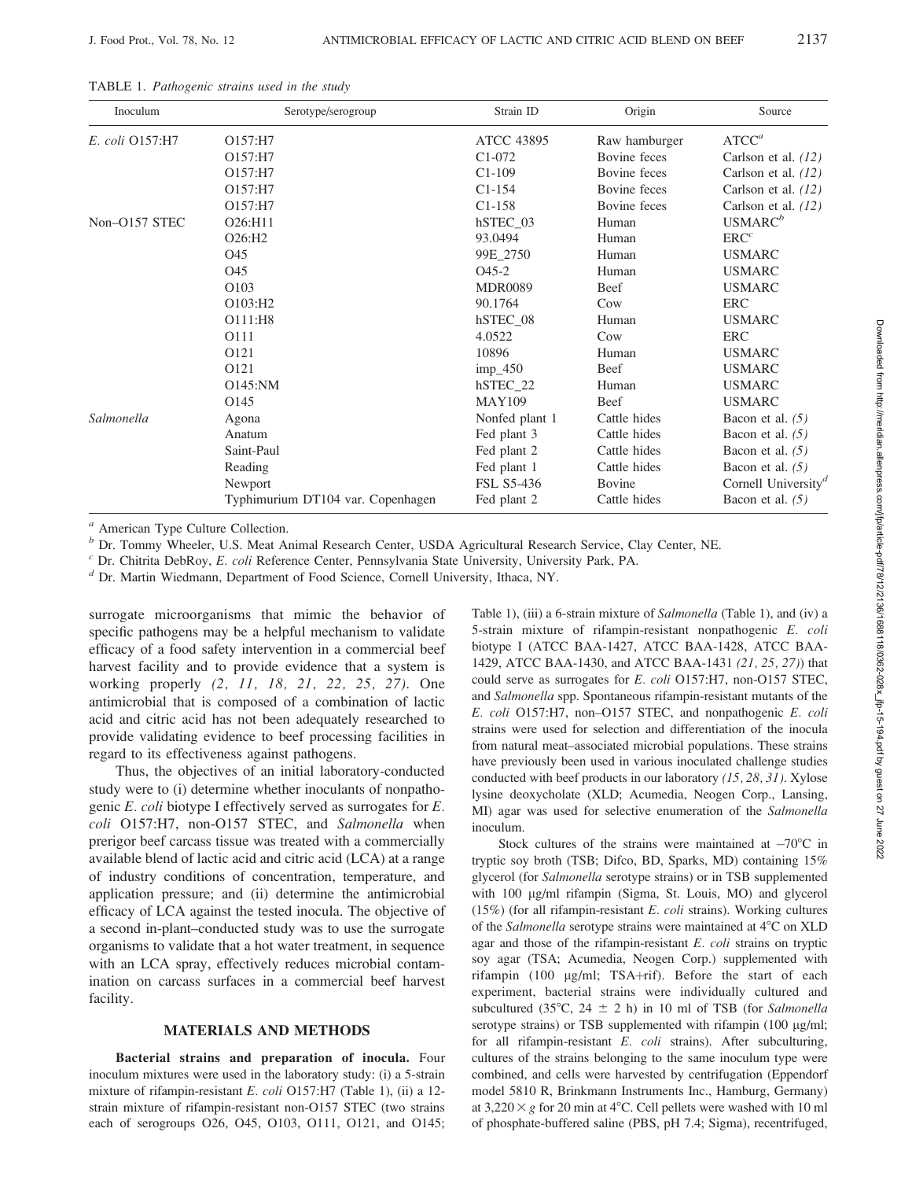TABLE 1. *Pathogenic strains used in the study*

| Inoculum | Serotype/serogroup | Strain ID | Origin | Source |
|---|---|---|---|---|
| *E. coli* O157:H7 | O157:H7 | ATCC 43895 | Raw hamburger | ATCC[a] |
| | O157:H7 | C1-072 | Bovine feces | Carlson et al. *(12)* |
| | O157:H7 | C1-109 | Bovine feces | Carlson et al. *(12)* |
| | O157:H7 | C1-154 | Bovine feces | Carlson et al. *(12)* |
| | O157:H7 | C1-158 | Bovine feces | Carlson et al. *(12)* |
| Non–O157 STEC | O26:H11 | hSTEC_03 | Human | USMARC[b] |
| | O26:H2 | 93.0494 | Human | ERC[c] |
| | O45 | 99E_2750 | Human | USMARC |
| | O45 | O45-2 | Human | USMARC |
| | O103 | MDR0089 | Beef | USMARC |
| | O103:H2 | 90.1764 | Cow | ERC |
| | O111:H8 | hSTEC_08 | Human | USMARC |
| | O111 | 4.0522 | Cow | ERC |
| | O121 | 10896 | Human | USMARC |
| | O121 | imp_450 | Beef | USMARC |
| | O145:NM | hSTEC_22 | Human | USMARC |
| | O145 | MAY109 | Beef | USMARC |
| *Salmonella* | Agona | Nonfed plant 1 | Cattle hides | Bacon et al. *(5)* |
| | Anatum | Fed plant 3 | Cattle hides | Bacon et al. *(5)* |
| | Saint-Paul | Fed plant 2 | Cattle hides | Bacon et al. *(5)* |
| | Reading | Fed plant 1 | Cattle hides | Bacon et al. *(5)* |
| | Newport | FSL S5-436 | Bovine | Cornell University[d] |
| | Typhimurium DT104 var. Copenhagen | Fed plant 2 | Cattle hides | Bacon et al. *(5)* |

[a] American Type Culture Collection.

[b] Dr. Tommy Wheeler, U.S. Meat Animal Research Center, USDA Agricultural Research Service, Clay Center, NE.

[c] Dr. Chitrita DebRoy, *E. coli* Reference Center, Pennsylvania State University, University Park, PA.

[d] Dr. Martin Wiedmann, Department of Food Science, Cornell University, Ithaca, NY.

surrogate microorganisms that mimic the behavior of specific pathogens may be a helpful mechanism to validate efficacy of a food safety intervention in a commercial beef harvest facility and to provide evidence that a system is working properly *(2, 11, 18, 21, 22, 25, 27)*. One antimicrobial that is composed of a combination of lactic acid and citric acid has not been adequately researched to provide validating evidence to beef processing facilities in regard to its effectiveness against pathogens.

Thus, the objectives of an initial laboratory-conducted study were to (i) determine whether inoculants of nonpathogenic *E. coli* biotype I effectively served as surrogates for *E. coli* O157:H7, non-O157 STEC, and *Salmonella* when prerigor beef carcass tissue was treated with a commercially available blend of lactic acid and citric acid (LCA) at a range of industry conditions of concentration, temperature, and application pressure; and (ii) determine the antimicrobial efficacy of LCA against the tested inocula. The objective of a second in-plant–conducted study was to use the surrogate organisms to validate that a hot water treatment, in sequence with an LCA spray, effectively reduces microbial contamination on carcass surfaces in a commercial beef harvest facility.

## MATERIALS AND METHODS

**Bacterial strains and preparation of inocula.** Four inoculum mixtures were used in the laboratory study: (i) a 5-strain mixture of rifampin-resistant *E. coli* O157:H7 (Table 1), (ii) a 12-strain mixture of rifampin-resistant non-O157 STEC (two strains each of serogroups O26, O45, O103, O111, O121, and O145; Table 1), (iii) a 6-strain mixture of *Salmonella* (Table 1), and (iv) a 5-strain mixture of rifampin-resistant nonpathogenic *E. coli* biotype I (ATCC BAA-1427, ATCC BAA-1428, ATCC BAA-1429, ATCC BAA-1430, and ATCC BAA-1431 *(21, 25, 27)*) that could serve as surrogates for *E. coli* O157:H7, non-O157 STEC, and *Salmonella* spp. Spontaneous rifampin-resistant mutants of the *E. coli* O157:H7, non–O157 STEC, and nonpathogenic *E. coli* strains were used for selection and differentiation of the inocula from natural meat–associated microbial populations. These strains have previously been used in various inoculated challenge studies conducted with beef products in our laboratory *(15, 28, 31)*. Xylose lysine deoxycholate (XLD; Acumedia, Neogen Corp., Lansing, MI) agar was used for selective enumeration of the *Salmonella* inoculum.

Stock cultures of the strains were maintained at –70°C in tryptic soy broth (TSB; Difco, BD, Sparks, MD) containing 15% glycerol (for *Salmonella* serotype strains) or in TSB supplemented with 100 μg/ml rifampin (Sigma, St. Louis, MO) and glycerol (15%) (for all rifampin-resistant *E. coli* strains). Working cultures of the *Salmonella* serotype strains were maintained at 4°C on XLD agar and those of the rifampin-resistant *E. coli* strains on tryptic soy agar (TSA; Acumedia, Neogen Corp.) supplemented with rifampin (100 μg/ml; TSA+rif). Before the start of each experiment, bacterial strains were individually cultured and subcultured (35°C, 24 ± 2 h) in 10 ml of TSB (for *Salmonella* serotype strains) or TSB supplemented with rifampin (100 μg/ml; for all rifampin-resistant *E. coli* strains). After subculturing, cultures of the strains belonging to the same inoculum type were combined, and cells were harvested by centrifugation (Eppendorf model 5810 R, Brinkmann Instruments Inc., Hamburg, Germany) at 3,220 × *g* for 20 min at 4°C. Cell pellets were washed with 10 ml of phosphate-buffered saline (PBS, pH 7.4; Sigma), recentrifuged,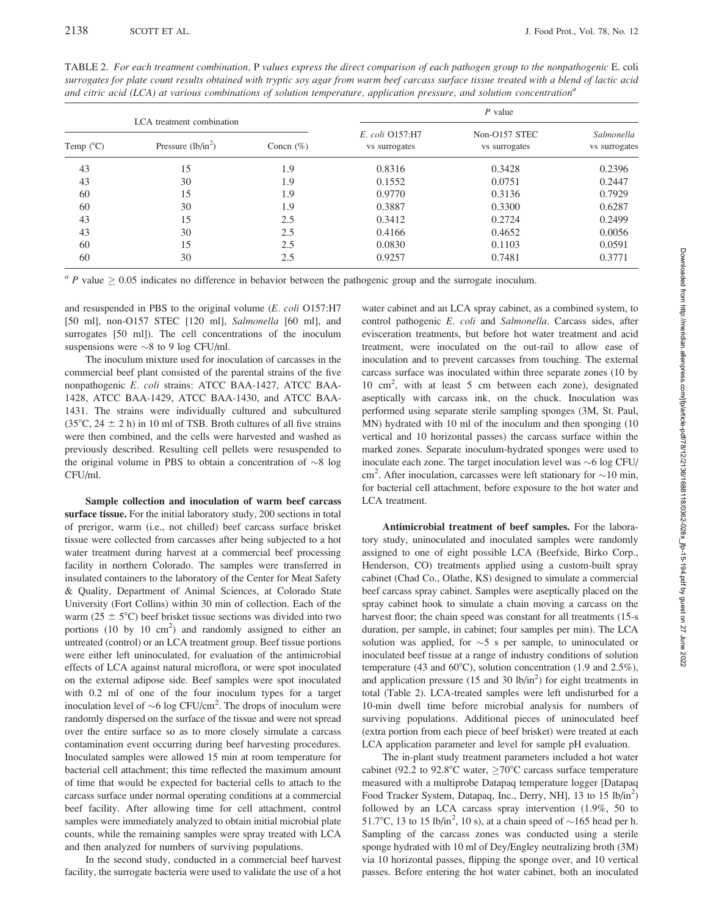TABLE 2. *For each treatment combination,* P *values express the direct comparison of each pathogen group to the nonpathogenic* E. coli *surrogates for plate count results obtained with tryptic soy agar from warm beef carcass surface tissue treated with a blend of lactic acid and citric acid (LCA) at various combinations of solution temperature, application pressure, and solution concentration*[a]

| LCA treatment combination | | | *P* value | | |
|---|---|---|---|---|---|
| Temp (°C) | Pressure (lb/in$^2$) | Concn (%) | *E. coli* O157:H7 vs surrogates | Non-O157 STEC vs surrogates | *Salmonella* vs surrogates |
| 43 | 15 | 1.9 | 0.8316 | 0.3428 | 0.2396 |
| 43 | 30 | 1.9 | 0.1552 | 0.0751 | 0.2447 |
| 60 | 15 | 1.9 | 0.9770 | 0.3136 | 0.7929 |
| 60 | 30 | 1.9 | 0.3887 | 0.3300 | 0.6287 |
| 43 | 15 | 2.5 | 0.3412 | 0.2724 | 0.2499 |
| 43 | 30 | 2.5 | 0.4166 | 0.4652 | 0.0056 |
| 60 | 15 | 2.5 | 0.0830 | 0.1103 | 0.0591 |
| 60 | 30 | 2.5 | 0.9257 | 0.7481 | 0.3771 |

[a] *P* value $\geq$ 0.05 indicates no difference in behavior between the pathogenic group and the surrogate inoculum.

and resuspended in PBS to the original volume (*E. coli* O157:H7 [50 ml], non-O157 STEC [120 ml], *Salmonella* [60 ml], and surrogates [50 ml]). The cell concentrations of the inoculum suspensions were ~8 to 9 log CFU/ml.

The inoculum mixture used for inoculation of carcasses in the commercial beef plant consisted of the parental strains of the five nonpathogenic *E. coli* strains: ATCC BAA-1427, ATCC BAA-1428, ATCC BAA-1429, ATCC BAA-1430, and ATCC BAA-1431. The strains were individually cultured and subcultured (35°C, 24 ± 2 h) in 10 ml of TSB. Broth cultures of all five strains were then combined, and the cells were harvested and washed as previously described. Resulting cell pellets were resuspended to the original volume in PBS to obtain a concentration of ~8 log CFU/ml.

**Sample collection and inoculation of warm beef carcass surface tissue.** For the initial laboratory study, 200 sections in total of prerigor, warm (i.e., not chilled) beef carcass surface brisket tissue were collected from carcasses after being subjected to a hot water treatment during harvest at a commercial beef processing facility in northern Colorado. The samples were transferred in insulated containers to the laboratory of the Center for Meat Safety & Quality, Department of Animal Sciences, at Colorado State University (Fort Collins) within 30 min of collection. Each of the warm (25 ± 5°C) beef brisket tissue sections was divided into two portions (10 by 10 cm$^2$) and randomly assigned to either an untreated (control) or an LCA treatment group. Beef tissue portions were either left uninoculated, for evaluation of the antimicrobial effects of LCA against natural microflora, or were spot inoculated on the external adipose side. Beef samples were spot inoculated with 0.2 ml of one of the four inoculum types for a target inoculation level of ~6 log CFU/cm$^2$. The drops of inoculum were randomly dispersed on the surface of the tissue and were not spread over the entire surface so as to more closely simulate a carcass contamination event occurring during beef harvesting procedures. Inoculated samples were allowed 15 min at room temperature for bacterial cell attachment; this time reflected the maximum amount of time that would be expected for bacterial cells to attach to the carcass surface under normal operating conditions at a commercial beef facility. After allowing time for cell attachment, control samples were immediately analyzed to obtain initial microbial plate counts, while the remaining samples were spray treated with LCA and then analyzed for numbers of surviving populations.

In the second study, conducted in a commercial beef harvest facility, the surrogate bacteria were used to validate the use of a hot water cabinet and an LCA spray cabinet, as a combined system, to control pathogenic *E. coli* and *Salmonella*. Carcass sides, after evisceration treatments, but before hot water treatment and acid treatment, were inoculated on the out-rail to allow ease of inoculation and to prevent carcasses from touching. The external carcass surface was inoculated within three separate zones (10 by 10 cm$^2$, with at least 5 cm between each zone), designated aseptically with carcass ink, on the chuck. Inoculation was performed using separate sterile sampling sponges (3M, St. Paul, MN) hydrated with 10 ml of the inoculum and then sponging (10 vertical and 10 horizontal passes) the carcass surface within the marked zones. Separate inoculum-hydrated sponges were used to inoculate each zone. The target inoculation level was ~6 log CFU/cm$^2$. After inoculation, carcasses were left stationary for ~10 min, for bacterial cell attachment, before exposure to the hot water and LCA treatment.

**Antimicrobial treatment of beef samples.** For the laboratory study, uninoculated and inoculated samples were randomly assigned to one of eight possible LCA (Beefxide, Birko Corp., Henderson, CO) treatments applied using a custom-built spray cabinet (Chad Co., Olathe, KS) designed to simulate a commercial beef carcass spray cabinet. Samples were aseptically placed on the spray cabinet hook to simulate a chain moving a carcass on the harvest floor; the chain speed was constant for all treatments (15-s duration, per sample, in cabinet; four samples per min). The LCA solution was applied, for ~5 s per sample, to uninoculated or inoculated beef tissue at a range of industry conditions of solution temperature (43 and 60°C), solution concentration (1.9 and 2.5%), and application pressure (15 and 30 lb/in$^2$) for eight treatments in total (Table 2). LCA-treated samples were left undisturbed for a 10-min dwell time before microbial analysis for numbers of surviving populations. Additional pieces of uninoculated beef (extra portion from each piece of beef brisket) were treated at each LCA application parameter and level for sample pH evaluation.

The in-plant study treatment parameters included a hot water cabinet (92.2 to 92.8°C water, $\geq$70°C carcass surface temperature measured with a multiprobe Datapaq temperature logger [Datapaq Food Tracker System, Datapaq, Inc., Derry, NH], 13 to 15 lb/in$^2$) followed by an LCA carcass spray intervention (1.9%, 50 to 51.7°C, 13 to 15 lb/in$^2$, 10 s), at a chain speed of ~165 head per h. Sampling of the carcass zones was conducted using a sterile sponge hydrated with 10 ml of Dey/Engley neutralizing broth (3M) via 10 horizontal passes, flipping the sponge over, and 10 vertical passes. Before entering the hot water cabinet, both an inoculated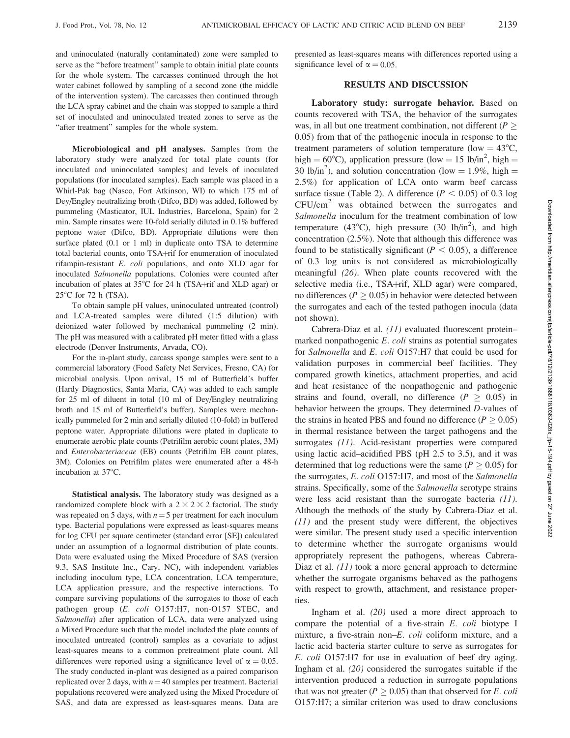and uninoculated (naturally contaminated) zone were sampled to serve as the "before treatment" sample to obtain initial plate counts for the whole system. The carcasses continued through the hot water cabinet followed by sampling of a second zone (the middle of the intervention system). The carcasses then continued through the LCA spray cabinet and the chain was stopped to sample a third set of inoculated and uninoculated treated zones to serve as the "after treatment" samples for the whole system.

**Microbiological and pH analyses.** Samples from the laboratory study were analyzed for total plate counts (for inoculated and uninoculated samples) and levels of inoculated populations (for inoculated samples). Each sample was placed in a Whirl-Pak bag (Nasco, Fort Atkinson, WI) to which 175 ml of Dey/Engley neutralizing broth (Difco, BD) was added, followed by pummeling (Masticator, IUL Industries, Barcelona, Spain) for 2 min. Sample rinsates were 10-fold serially diluted in 0.1% buffered peptone water (Difco, BD). Appropriate dilutions were then surface plated (0.1 or 1 ml) in duplicate onto TSA to determine total bacterial counts, onto TSA+rif for enumeration of inoculated rifampin-resistant *E. coli* populations, and onto XLD agar for inoculated *Salmonella* populations. Colonies were counted after incubation of plates at 35°C for 24 h (TSA+rif and XLD agar) or 25°C for 72 h (TSA).

To obtain sample pH values, uninoculated untreated (control) and LCA-treated samples were diluted (1:5 dilution) with deionized water followed by mechanical pummeling (2 min). The pH was measured with a calibrated pH meter fitted with a glass electrode (Denver Instruments, Arvada, CO).

For the in-plant study, carcass sponge samples were sent to a commercial laboratory (Food Safety Net Services, Fresno, CA) for microbial analysis. Upon arrival, 15 ml of Butterfield's buffer (Hardy Diagnostics, Santa Maria, CA) was added to each sample for 25 ml of diluent in total (10 ml of Dey/Engley neutralizing broth and 15 ml of Butterfield's buffer). Samples were mechanically pummeled for 2 min and serially diluted (10-fold) in buffered peptone water. Appropriate dilutions were plated in duplicate to enumerate aerobic plate counts (Petrifilm aerobic count plates, 3M) and *Enterobacteriaceae* (EB) counts (Petrifilm EB count plates, 3M). Colonies on Petrifilm plates were enumerated after a 48-h incubation at 37°C.

**Statistical analysis.** The laboratory study was designed as a randomized complete block with a $2 \times 2 \times 2$ factorial. The study was repeated on 5 days, with $n = 5$ per treatment for each inoculum type. Bacterial populations were expressed as least-squares means for log CFU per square centimeter (standard error [SE]) calculated under an assumption of a lognormal distribution of plate counts. Data were evaluated using the Mixed Procedure of SAS (version 9.3, SAS Institute Inc., Cary, NC), with independent variables including inoculum type, LCA concentration, LCA temperature, LCA application pressure, and the respective interactions. To compare surviving populations of the surrogates to those of each pathogen group (*E. coli* O157:H7, non-O157 STEC, and *Salmonella*) after application of LCA, data were analyzed using a Mixed Procedure such that the model included the plate counts of inoculated untreated (control) samples as a covariate to adjust least-squares means to a common pretreatment plate count. All differences were reported using a significance level of $\alpha = 0.05$. The study conducted in-plant was designed as a paired comparison replicated over 2 days, with $n = 40$ samples per treatment. Bacterial populations recovered were analyzed using the Mixed Procedure of SAS, and data are expressed as least-squares means. Data are presented as least-squares means with differences reported using a significance level of $\alpha = 0.05$.

## RESULTS AND DISCUSSION

**Laboratory study: surrogate behavior.** Based on counts recovered with TSA, the behavior of the surrogates was, in all but one treatment combination, not different ($P \geq 0.05$) from that of the pathogenic inocula in response to the treatment parameters of solution temperature (low = 43°C, high = 60°C), application pressure (low = 15 lb/in$^2$, high = 30 lb/in$^2$), and solution concentration (low = 1.9%, high = 2.5%) for application of LCA onto warm beef carcass surface tissue (Table 2). A difference ($P < 0.05$) of 0.3 log CFU/cm$^2$ was obtained between the surrogates and *Salmonella* inoculum for the treatment combination of low temperature (43°C), high pressure (30 lb/in$^2$), and high concentration (2.5%). Note that although this difference was found to be statistically significant ($P < 0.05$), a difference of 0.3 log units is not considered as microbiologically meaningful *(26)*. When plate counts recovered with the selective media (i.e., TSA+rif, XLD agar) were compared, no differences ($P \geq 0.05$) in behavior were detected between the surrogates and each of the tested pathogen inocula (data not shown).

Cabrera-Diaz et al. *(11)* evaluated fluorescent protein–marked nonpathogenic *E. coli* strains as potential surrogates for *Salmonella* and *E. coli* O157:H7 that could be used for validation purposes in commercial beef facilities. They compared growth kinetics, attachment properties, and acid and heat resistance of the nonpathogenic and pathogenic strains and found, overall, no difference ($P \geq 0.05$) in behavior between the groups. They determined *D*-values of the strains in heated PBS and found no difference ($P \geq 0.05$) in thermal resistance between the target pathogens and the surrogates *(11)*. Acid-resistant properties were compared using lactic acid–acidified PBS (pH 2.5 to 3.5), and it was determined that log reductions were the same ($P \geq 0.05$) for the surrogates, *E. coli* O157:H7, and most of the *Salmonella* strains. Specifically, some of the *Salmonella* serotype strains were less acid resistant than the surrogate bacteria *(11)*. Although the methods of the study by Cabrera-Diaz et al. *(11)* and the present study were different, the objectives were similar. The present study used a specific intervention to determine whether the surrogate organisms would appropriately represent the pathogens, whereas Cabrera-Diaz et al. *(11)* took a more general approach to determine whether the surrogate organisms behaved as the pathogens with respect to growth, attachment, and resistance properties.

Ingham et al. *(20)* used a more direct approach to compare the potential of a five-strain *E. coli* biotype I mixture, a five-strain non–*E. coli* coliform mixture, and a lactic acid bacteria starter culture to serve as surrogates for *E. coli* O157:H7 for use in evaluation of beef dry aging. Ingham et al. *(20)* considered the surrogates suitable if the intervention produced a reduction in surrogate populations that was not greater ($P \geq 0.05$) than that observed for *E. coli* O157:H7; a similar criterion was used to draw conclusions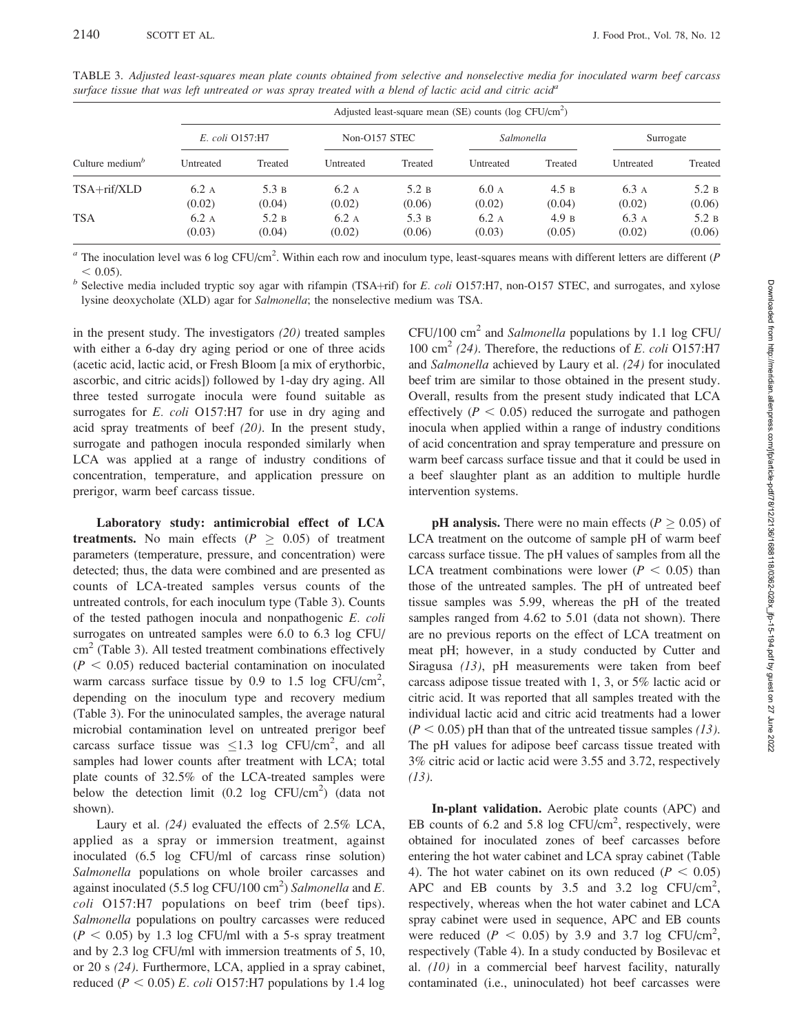TABLE 3. *Adjusted least-squares mean plate counts obtained from selective and nonselective media for inoculated warm beef carcass surface tissue that was left untreated or was spray treated with a blend of lactic acid and citric acid*[a]

| Culture medium[b] | Adjusted least-square mean (SE) counts (log CFU/cm$^2$) | | | | | | | |
|---|---|---|---|---|---|---|---|---|
| | *E. coli* O157:H7 | | Non-O157 STEC | | *Salmonella* | | Surrogate | |
| | Untreated | Treated | Untreated | Treated | Untreated | Treated | Untreated | Treated |
| TSA+rif/XLD | 6.2 A (0.02) | 5.3 B (0.04) | 6.2 A (0.02) | 5.2 B (0.06) | 6.0 A (0.02) | 4.5 B (0.04) | 6.3 A (0.02) | 5.2 B (0.06) |
| TSA | 6.2 A (0.03) | 5.2 B (0.04) | 6.2 A (0.02) | 5.3 B (0.06) | 6.2 A (0.03) | 4.9 B (0.05) | 6.3 A (0.02) | 5.2 B (0.06) |

[a] The inoculation level was 6 log CFU/cm$^2$. Within each row and inoculum type, least-squares means with different letters are different ($P < 0.05$).

[b] Selective media included tryptic soy agar with rifampin (TSA+rif) for *E. coli* O157:H7, non-O157 STEC, and surrogates, and xylose lysine deoxycholate (XLD) agar for *Salmonella*; the nonselective medium was TSA.

in the present study. The investigators *(20)* treated samples with either a 6-day dry aging period or one of three acids (acetic acid, lactic acid, or Fresh Bloom [a mix of erythorbic, ascorbic, and citric acids]) followed by 1-day dry aging. All three tested surrogate inocula were found suitable as surrogates for *E. coli* O157:H7 for use in dry aging and acid spray treatments of beef *(20)*. In the present study, surrogate and pathogen inocula responded similarly when LCA was applied at a range of industry conditions of concentration, temperature, and application pressure on prerigor, warm beef carcass tissue.

**Laboratory study: antimicrobial effect of LCA treatments.** No main effects ($P \geq 0.05$) of treatment parameters (temperature, pressure, and concentration) were detected; thus, the data were combined and are presented as counts of LCA-treated samples versus counts of the untreated controls, for each inoculum type (Table 3). Counts of the tested pathogen inocula and nonpathogenic *E. coli* surrogates on untreated samples were 6.0 to 6.3 log CFU/cm$^2$ (Table 3). All tested treatment combinations effectively ($P < 0.05$) reduced bacterial contamination on inoculated warm carcass surface tissue by 0.9 to 1.5 log CFU/cm$^2$, depending on the inoculum type and recovery medium (Table 3). For the uninoculated samples, the average natural microbial contamination level on untreated prerigor beef carcass surface tissue was $\leq$1.3 log CFU/cm$^2$, and all samples had lower counts after treatment with LCA; total plate counts of 32.5% of the LCA-treated samples were below the detection limit (0.2 log CFU/cm$^2$) (data not shown).

Laury et al. *(24)* evaluated the effects of 2.5% LCA, applied as a spray or immersion treatment, against inoculated (6.5 log CFU/ml of carcass rinse solution) *Salmonella* populations on whole broiler carcasses and against inoculated (5.5 log CFU/100 cm$^2$) *Salmonella* and *E. coli* O157:H7 populations on beef trim (beef tips). *Salmonella* populations on poultry carcasses were reduced ($P < 0.05$) by 1.3 log CFU/ml with a 5-s spray treatment and by 2.3 log CFU/ml with immersion treatments of 5, 10, or 20 s *(24)*. Furthermore, LCA, applied in a spray cabinet, reduced ($P < 0.05$) *E. coli* O157:H7 populations by 1.4 log CFU/100 cm$^2$ and *Salmonella* populations by 1.1 log CFU/100 cm$^2$ *(24)*. Therefore, the reductions of *E. coli* O157:H7 and *Salmonella* achieved by Laury et al. *(24)* for inoculated beef trim are similar to those obtained in the present study. Overall, results from the present study indicated that LCA effectively ($P < 0.05$) reduced the surrogate and pathogen inocula when applied within a range of industry conditions of acid concentration and spray temperature and pressure on warm beef carcass surface tissue and that it could be used in a beef slaughter plant as an addition to multiple hurdle intervention systems.

**pH analysis.** There were no main effects ($P \geq 0.05$) of LCA treatment on the outcome of sample pH of warm beef carcass surface tissue. The pH values of samples from all the LCA treatment combinations were lower ($P < 0.05$) than those of the untreated samples. The pH of untreated beef tissue samples was 5.99, whereas the pH of the treated samples ranged from 4.62 to 5.01 (data not shown). There are no previous reports on the effect of LCA treatment on meat pH; however, in a study conducted by Cutter and Siragusa *(13)*, pH measurements were taken from beef carcass adipose tissue treated with 1, 3, or 5% lactic acid or citric acid. It was reported that all samples treated with the individual lactic acid and citric acid treatments had a lower ($P < 0.05$) pH than that of the untreated tissue samples *(13)*. The pH values for adipose beef carcass tissue treated with 3% citric acid or lactic acid were 3.55 and 3.72, respectively *(13)*.

**In-plant validation.** Aerobic plate counts (APC) and EB counts of 6.2 and 5.8 log CFU/cm$^2$, respectively, were obtained for inoculated zones of beef carcasses before entering the hot water cabinet and LCA spray cabinet (Table 4). The hot water cabinet on its own reduced ($P < 0.05$) APC and EB counts by 3.5 and 3.2 log CFU/cm$^2$, respectively, whereas when the hot water cabinet and LCA spray cabinet were used in sequence, APC and EB counts were reduced ($P < 0.05$) by 3.9 and 3.7 log CFU/cm$^2$, respectively (Table 4). In a study conducted by Bosilevac et al. *(10)* in a commercial beef harvest facility, naturally contaminated (i.e., uninoculated) hot beef carcasses were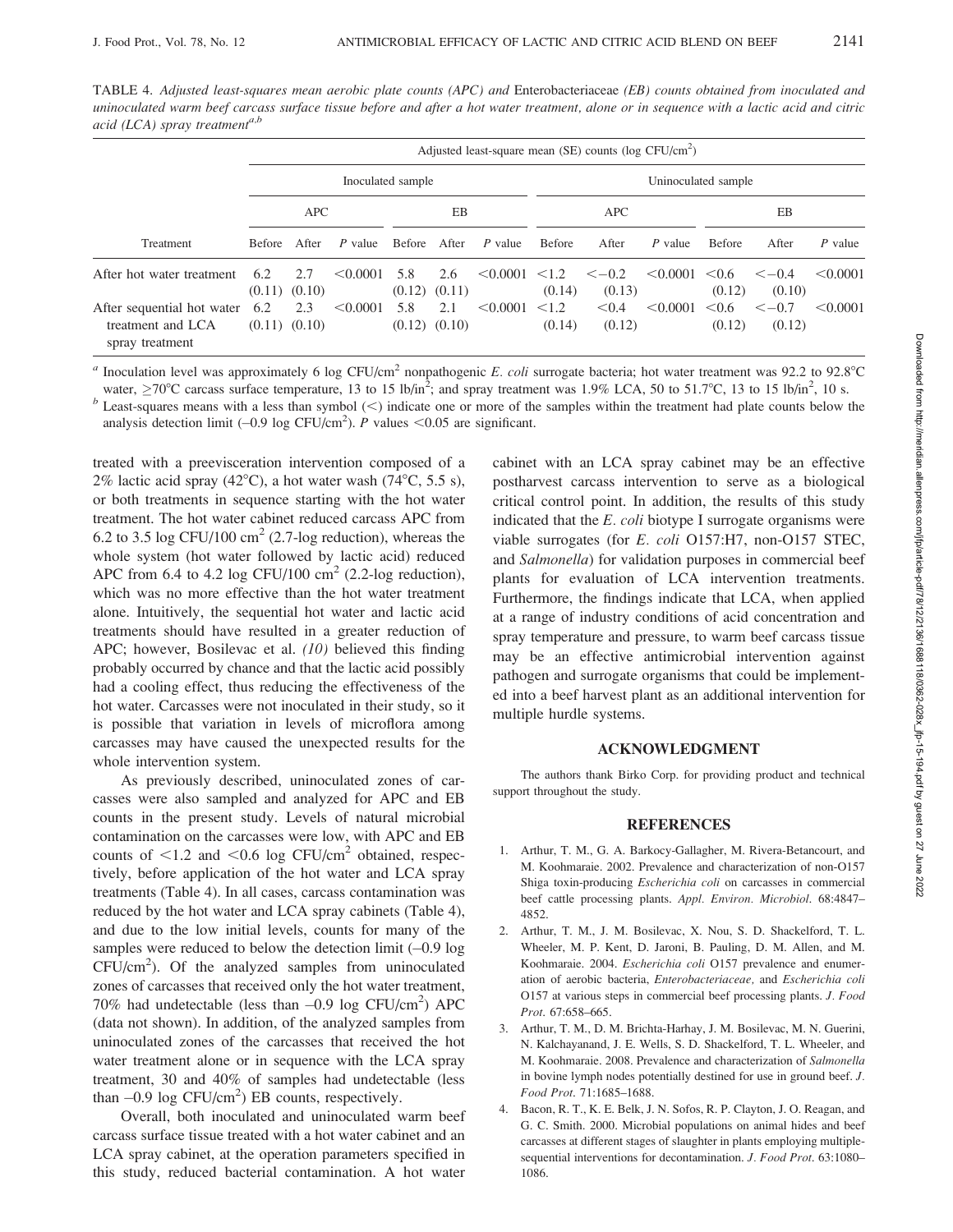TABLE 4. *Adjusted least-squares mean aerobic plate counts (APC) and* Enterobacteriaceae *(EB) counts obtained from inoculated and uninoculated warm beef carcass surface tissue before and after a hot water treatment, alone or in sequence with a lactic acid and citric acid (LCA) spray treatment*[a,b]

| Treatment | Adjusted least-square mean (SE) counts (log CFU/cm²) | | | | | | | | | | | |
|---|---|---|---|---|---|---|---|---|---|---|---|---|
| | Inoculated sample | | | | | | Uninoculated sample | | | | | |
| | APC | | | EB | | | APC | | | EB | | |
| | Before | After | *P* value | Before | After | *P* value | Before | After | *P* value | Before | After | *P* value |
| After hot water treatment | 6.2 (0.11) | 2.7 (0.10) | <0.0001 | 5.8 (0.12) | 2.6 (0.11) | <0.0001 | <1.2 (0.14) | <−0.2 (0.13) | <0.0001 | <0.6 (0.12) | <−0.4 (0.10) | <0.0001 |
| After sequential hot water treatment and LCA spray treatment | 6.2 (0.11) | 2.3 (0.10) | <0.0001 | 5.8 (0.12) | 2.1 (0.10) | <0.0001 | <1.2 (0.14) | <0.4 (0.12) | <0.0001 | <0.6 (0.12) | <−0.7 (0.12) | <0.0001 |

[a] Inoculation level was approximately 6 log CFU/cm² nonpathogenic *E. coli* surrogate bacteria; hot water treatment was 92.2 to 92.8°C water, ≥70°C carcass surface temperature, 13 to 15 lb/in²; and spray treatment was 1.9% LCA, 50 to 51.7°C, 13 to 15 lb/in², 10 s.

[b] Least-squares means with a less than symbol (<) indicate one or more of the samples within the treatment had plate counts below the analysis detection limit (–0.9 log CFU/cm²). *P* values <0.05 are significant.

treated with a preevisceration intervention composed of a 2% lactic acid spray (42°C), a hot water wash (74°C, 5.5 s), or both treatments in sequence starting with the hot water treatment. The hot water cabinet reduced carcass APC from 6.2 to 3.5 log CFU/100 cm² (2.7-log reduction), whereas the whole system (hot water followed by lactic acid) reduced APC from 6.4 to 4.2 log CFU/100 cm² (2.2-log reduction), which was no more effective than the hot water treatment alone. Intuitively, the sequential hot water and lactic acid treatments should have resulted in a greater reduction of APC; however, Bosilevac et al. *(10)* believed this finding probably occurred by chance and that the lactic acid possibly had a cooling effect, thus reducing the effectiveness of the hot water. Carcasses were not inoculated in their study, so it is possible that variation in levels of microflora among carcasses may have caused the unexpected results for the whole intervention system.

As previously described, uninoculated zones of carcasses were also sampled and analyzed for APC and EB counts in the present study. Levels of natural microbial contamination on the carcasses were low, with APC and EB counts of <1.2 and <0.6 log CFU/cm² obtained, respectively, before application of the hot water and LCA spray treatments (Table 4). In all cases, carcass contamination was reduced by the hot water and LCA spray cabinets (Table 4), and due to the low initial levels, counts for many of the samples were reduced to below the detection limit (–0.9 log CFU/cm²). Of the analyzed samples from uninoculated zones of carcasses that received only the hot water treatment, 70% had undetectable (less than –0.9 log CFU/cm²) APC (data not shown). In addition, of the analyzed samples from uninoculated zones of the carcasses that received the hot water treatment alone or in sequence with the LCA spray treatment, 30 and 40% of samples had undetectable (less than –0.9 log CFU/cm²) EB counts, respectively.

Overall, both inoculated and uninoculated warm beef carcass surface tissue treated with a hot water cabinet and an LCA spray cabinet, at the operation parameters specified in this study, reduced bacterial contamination. A hot water cabinet with an LCA spray cabinet may be an effective postharvest carcass intervention to serve as a biological critical control point. In addition, the results of this study indicated that the *E. coli* biotype I surrogate organisms were viable surrogates (for *E. coli* O157:H7, non-O157 STEC, and *Salmonella*) for validation purposes in commercial beef plants for evaluation of LCA intervention treatments. Furthermore, the findings indicate that LCA, when applied at a range of industry conditions of acid concentration and spray temperature and pressure, to warm beef carcass tissue may be an effective antimicrobial intervention against pathogen and surrogate organisms that could be implemented into a beef harvest plant as an additional intervention for multiple hurdle systems.

## ACKNOWLEDGMENT

The authors thank Birko Corp. for providing product and technical support throughout the study.

## REFERENCES

1. Arthur, T. M., G. A. Barkocy-Gallagher, M. Rivera-Betancourt, and M. Koohmaraie. 2002. Prevalence and characterization of non-O157 Shiga toxin-producing *Escherichia coli* on carcasses in commercial beef cattle processing plants. *Appl. Environ. Microbiol.* 68:4847–4852.
2. Arthur, T. M., J. M. Bosilevac, X. Nou, S. D. Shackelford, T. L. Wheeler, M. P. Kent, D. Jaroni, B. Pauling, D. M. Allen, and M. Koohmaraie. 2004. *Escherichia coli* O157 prevalence and enumeration of aerobic bacteria, *Enterobacteriaceae,* and *Escherichia coli* O157 at various steps in commercial beef processing plants. *J. Food Prot.* 67:658–665.
3. Arthur, T. M., D. M. Brichta-Harhay, J. M. Bosilevac, M. N. Guerini, N. Kalchayanand, J. E. Wells, S. D. Shackelford, T. L. Wheeler, and M. Koohmaraie. 2008. Prevalence and characterization of *Salmonella* in bovine lymph nodes potentially destined for use in ground beef. *J. Food Prot.* 71:1685–1688.
4. Bacon, R. T., K. E. Belk, J. N. Sofos, R. P. Clayton, J. O. Reagan, and G. C. Smith. 2000. Microbial populations on animal hides and beef carcasses at different stages of slaughter in plants employing multiple-sequential interventions for decontamination. *J. Food Prot.* 63:1080–1086.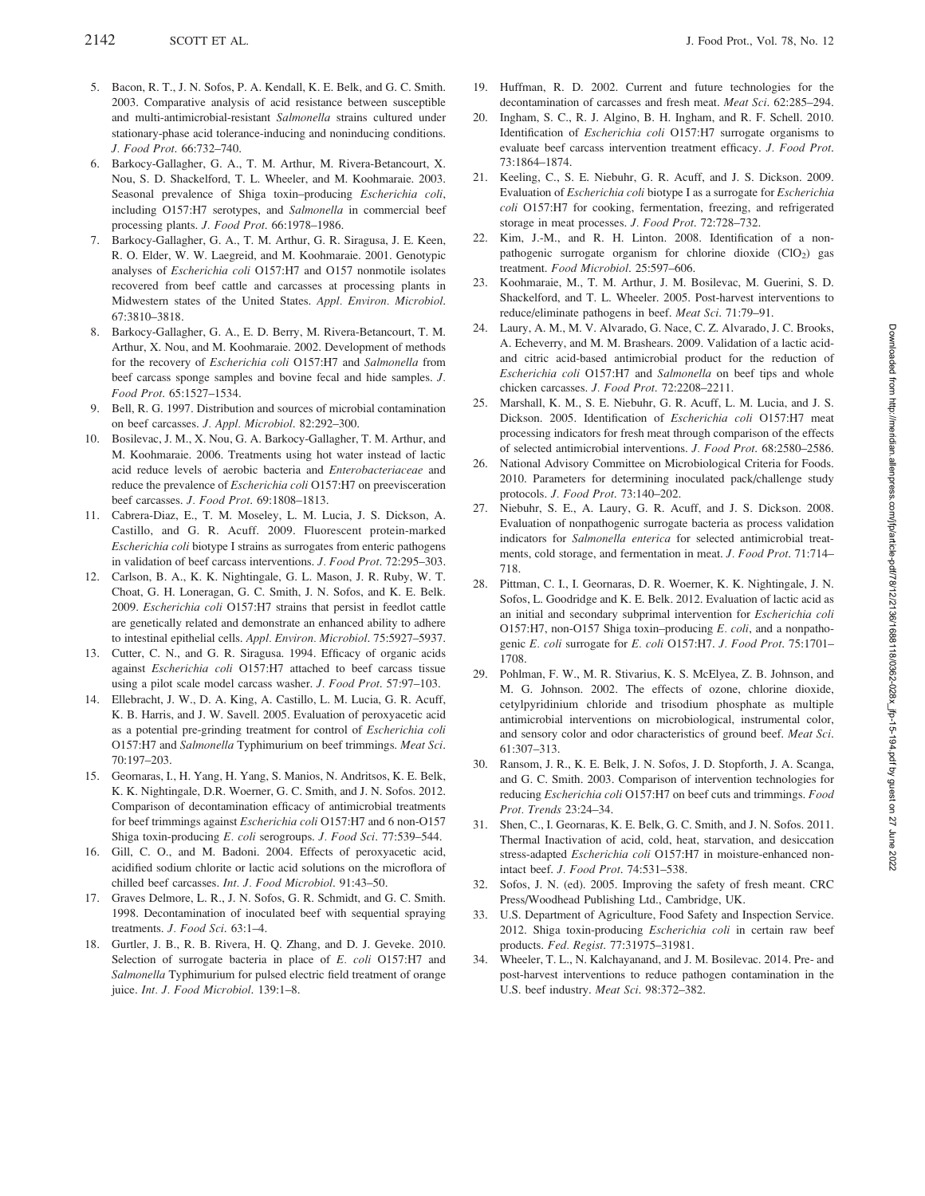5. Bacon, R. T., J. N. Sofos, P. A. Kendall, K. E. Belk, and G. C. Smith. 2003. Comparative analysis of acid resistance between susceptible and multi-antimicrobial-resistant *Salmonella* strains cultured under stationary-phase acid tolerance-inducing and noninducing conditions. *J. Food Prot.* 66:732–740.
6. Barkocy-Gallagher, G. A., T. M. Arthur, M. Rivera-Betancourt, X. Nou, S. D. Shackelford, T. L. Wheeler, and M. Koohmaraie. 2003. Seasonal prevalence of Shiga toxin–producing *Escherichia coli*, including O157:H7 serotypes, and *Salmonella* in commercial beef processing plants. *J. Food Prot.* 66:1978–1986.
7. Barkocy-Gallagher, G. A., T. M. Arthur, G. R. Siragusa, J. E. Keen, R. O. Elder, W. W. Laegreid, and M. Koohmaraie. 2001. Genotypic analyses of *Escherichia coli* O157:H7 and O157 nonmotile isolates recovered from beef cattle and carcasses at processing plants in Midwestern states of the United States. *Appl. Environ. Microbiol.* 67:3810–3818.
8. Barkocy-Gallagher, G. A., E. D. Berry, M. Rivera-Betancourt, T. M. Arthur, X. Nou, and M. Koohmaraie. 2002. Development of methods for the recovery of *Escherichia coli* O157:H7 and *Salmonella* from beef carcass sponge samples and bovine fecal and hide samples. *J. Food Prot.* 65:1527–1534.
9. Bell, R. G. 1997. Distribution and sources of microbial contamination on beef carcasses. *J. Appl. Microbiol.* 82:292–300.
10. Bosilevac, J. M., X. Nou, G. A. Barkocy-Gallagher, T. M. Arthur, and M. Koohmaraie. 2006. Treatments using hot water instead of lactic acid reduce levels of aerobic bacteria and *Enterobacteriaceae* and reduce the prevalence of *Escherichia coli* O157:H7 on preevisceration beef carcasses. *J. Food Prot.* 69:1808–1813.
11. Cabrera-Diaz, E., T. M. Moseley, L. M. Lucia, J. S. Dickson, A. Castillo, and G. R. Acuff. 2009. Fluorescent protein-marked *Escherichia coli* biotype I strains as surrogates from enteric pathogens in validation of beef carcass interventions. *J. Food Prot.* 72:295–303.
12. Carlson, B. A., K. K. Nightingale, G. L. Mason, J. R. Ruby, W. T. Choat, G. H. Loneragan, G. C. Smith, J. N. Sofos, and K. E. Belk. 2009. *Escherichia coli* O157:H7 strains that persist in feedlot cattle are genetically related and demonstrate an enhanced ability to adhere to intestinal epithelial cells. *Appl. Environ. Microbiol.* 75:5927–5937.
13. Cutter, C. N., and G. R. Siragusa. 1994. Efficacy of organic acids against *Escherichia coli* O157:H7 attached to beef carcass tissue using a pilot scale model carcass washer. *J. Food Prot.* 57:97–103.
14. Ellebracht, J. W., D. A. King, A. Castillo, L. M. Lucia, G. R. Acuff, K. B. Harris, and J. W. Savell. 2005. Evaluation of peroxyacetic acid as a potential pre-grinding treatment for control of *Escherichia coli* O157:H7 and *Salmonella* Typhimurium on beef trimmings. *Meat Sci.* 70:197–203.
15. Geornaras, I., H. Yang, H. Yang, S. Manios, N. Andritsos, K. E. Belk, K. K. Nightingale, D.R. Woerner, G. C. Smith, and J. N. Sofos. 2012. Comparison of decontamination efficacy of antimicrobial treatments for beef trimmings against *Escherichia coli* O157:H7 and 6 non-O157 Shiga toxin-producing *E. coli* serogroups. *J. Food Sci.* 77:539–544.
16. Gill, C. O., and M. Badoni. 2004. Effects of peroxyacetic acid, acidified sodium chlorite or lactic acid solutions on the microflora of chilled beef carcasses. *Int. J. Food Microbiol.* 91:43–50.
17. Graves Delmore, L. R., J. N. Sofos, G. R. Schmidt, and G. C. Smith. 1998. Decontamination of inoculated beef with sequential spraying treatments. *J. Food Sci.* 63:1–4.
18. Gurtler, J. B., R. B. Rivera, H. Q. Zhang, and D. J. Geveke. 2010. Selection of surrogate bacteria in place of *E. coli* O157:H7 and *Salmonella* Typhimurium for pulsed electric field treatment of orange juice. *Int. J. Food Microbiol.* 139:1–8.
19. Huffman, R. D. 2002. Current and future technologies for the decontamination of carcasses and fresh meat. *Meat Sci.* 62:285–294.
20. Ingham, S. C., R. J. Algino, B. H. Ingham, and R. F. Schell. 2010. Identification of *Escherichia coli* O157:H7 surrogate organisms to evaluate beef carcass intervention treatment efficacy. *J. Food Prot.* 73:1864–1874.
21. Keeling, C., S. E. Niebuhr, G. R. Acuff, and J. S. Dickson. 2009. Evaluation of *Escherichia coli* biotype I as a surrogate for *Escherichia coli* O157:H7 for cooking, fermentation, freezing, and refrigerated storage in meat processes. *J. Food Prot.* 72:728–732.
22. Kim, J.-M., and R. H. Linton. 2008. Identification of a non-pathogenic surrogate organism for chlorine dioxide ($ClO_2$) gas treatment. *Food Microbiol.* 25:597–606.
23. Koohmaraie, M., T. M. Arthur, J. M. Bosilevac, M. Guerini, S. D. Shackelford, and T. L. Wheeler. 2005. Post-harvest interventions to reduce/eliminate pathogens in beef. *Meat Sci.* 71:79–91.
24. Laury, A. M., M. V. Alvarado, G. Nace, C. Z. Alvarado, J. C. Brooks, A. Echeverry, and M. M. Brashears. 2009. Validation of a lactic acid- and citric acid-based antimicrobial product for the reduction of *Escherichia coli* O157:H7 and *Salmonella* on beef tips and whole chicken carcasses. *J. Food Prot.* 72:2208–2211.
25. Marshall, K. M., S. E. Niebuhr, G. R. Acuff, L. M. Lucia, and J. S. Dickson. 2005. Identification of *Escherichia coli* O157:H7 meat processing indicators for fresh meat through comparison of the effects of selected antimicrobial interventions. *J. Food Prot.* 68:2580–2586.
26. National Advisory Committee on Microbiological Criteria for Foods. 2010. Parameters for determining inoculated pack/challenge study protocols. *J. Food Prot.* 73:140–202.
27. Niebuhr, S. E., A. Laury, G. R. Acuff, and J. S. Dickson. 2008. Evaluation of nonpathogenic surrogate bacteria as process validation indicators for *Salmonella enterica* for selected antimicrobial treatments, cold storage, and fermentation in meat. *J. Food Prot.* 71:714–718.
28. Pittman, C. I., I. Geornaras, D. R. Woerner, K. K. Nightingale, J. N. Sofos, L. Goodridge and K. E. Belk. 2012. Evaluation of lactic acid as an initial and secondary subprimal intervention for *Escherichia coli* O157:H7, non-O157 Shiga toxin–producing *E. coli*, and a nonpathogenic *E. coli* surrogate for *E. coli* O157:H7. *J. Food Prot.* 75:1701–1708.
29. Pohlman, F. W., M. R. Stivarius, K. S. McElyea, Z. B. Johnson, and M. G. Johnson. 2002. The effects of ozone, chlorine dioxide, cetylpyridinium chloride and trisodium phosphate as multiple antimicrobial interventions on microbiological, instrumental color, and sensory color and odor characteristics of ground beef. *Meat Sci.* 61:307–313.
30. Ransom, J. R., K. E. Belk, J. N. Sofos, J. D. Stopforth, J. A. Scanga, and G. C. Smith. 2003. Comparison of intervention technologies for reducing *Escherichia coli* O157:H7 on beef cuts and trimmings. *Food Prot. Trends* 23:24–34.
31. Shen, C., I. Geornaras, K. E. Belk, G. C. Smith, and J. N. Sofos. 2011. Thermal Inactivation of acid, cold, heat, starvation, and desiccation stress-adapted *Escherichia coli* O157:H7 in moisture-enhanced non-intact beef. *J. Food Prot.* 74:531–538.
32. Sofos, J. N. (ed). 2005. Improving the safety of fresh meant. CRC Press/Woodhead Publishing Ltd., Cambridge, UK.
33. U.S. Department of Agriculture, Food Safety and Inspection Service. 2012. Shiga toxin-producing *Escherichia coli* in certain raw beef products. *Fed. Regist.* 77:31975–31981.
34. Wheeler, T. L., N. Kalchayanand, and J. M. Bosilevac. 2014. Pre- and post-harvest interventions to reduce pathogen contamination in the U.S. beef industry. *Meat Sci.* 98:372–382.